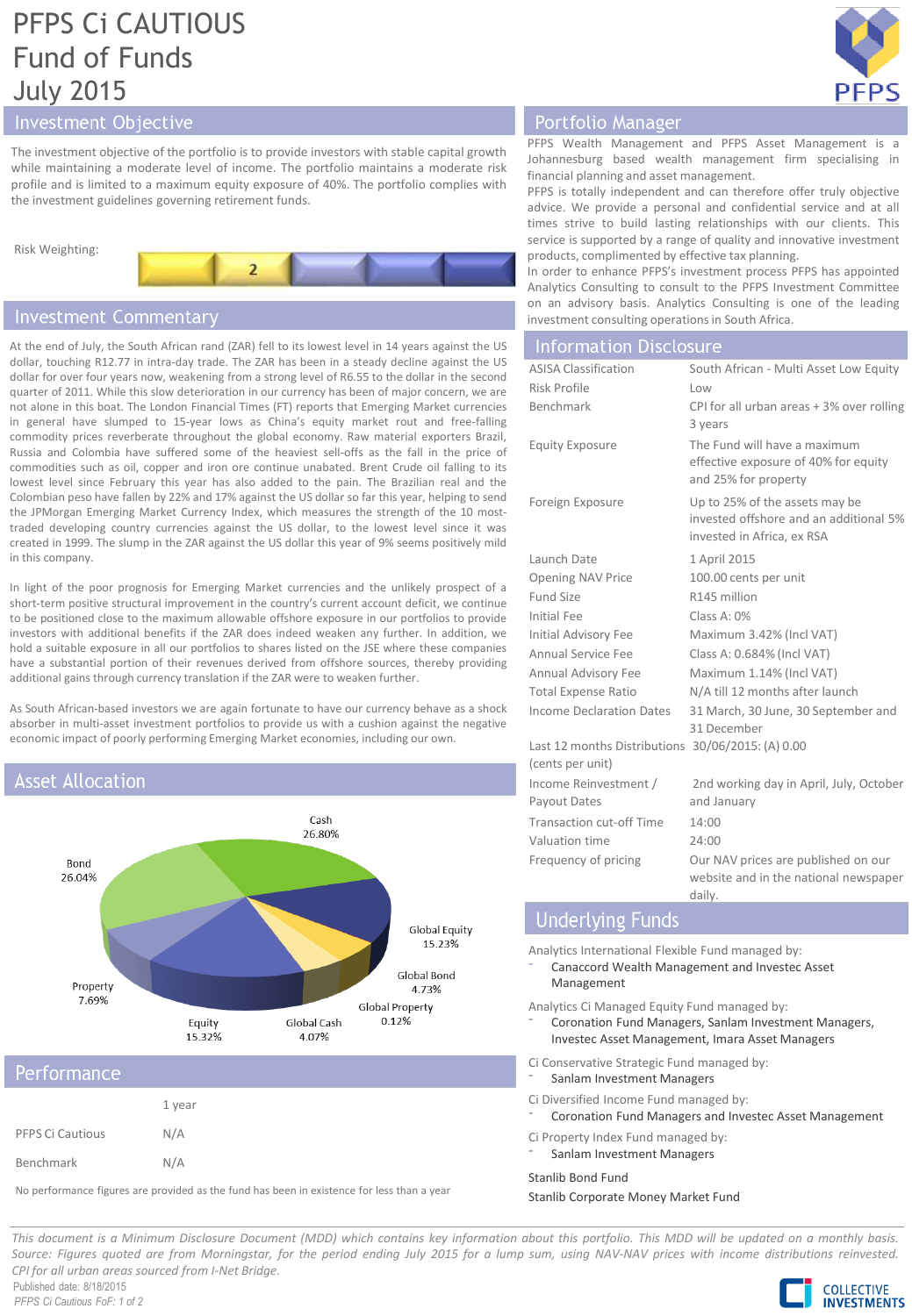# PFPS Ci CAUTIOUS
# Fund of Funds
# July 2015

## Investment Objective

The investment objective of the portfolio is to provide investors with stable capital growth while maintaining a moderate level of income. The portfolio maintains a moderate risk profile and is limited to a maximum equity exposure of 40%. The portfolio complies with the investment guidelines governing retirement funds.

Risk Weighting: 2

## Investment Commentary

At the end of July, the South African rand (ZAR) fell to its lowest level in 14 years against the US dollar, touching R12.77 in intra-day trade. The ZAR has been in a steady decline against the US dollar for over four years now, weakening from a strong level of R6.55 to the dollar in the second quarter of 2011. While this slow deterioration in our currency has been of major concern, we are not alone in this boat. The London Financial Times (FT) reports that Emerging Market currencies in general have slumped to 15-year lows as China's equity market rout and free-falling commodity prices reverberate throughout the global economy. Raw material exporters Brazil, Russia and Colombia have suffered some of the heaviest sell-offs as the fall in the price of commodities such as oil, copper and iron ore continue unabated. Brent Crude oil falling to its lowest level since February this year has also added to the pain. The Brazilian real and the Colombian peso have fallen by 22% and 17% against the US dollar so far this year, helping to send the JPMorgan Emerging Market Currency Index, which measures the strength of the 10 most-traded developing country currencies against the US dollar, to the lowest level since it was created in 1999. The slump in the ZAR against the US dollar this year of 9% seems positively mild in this company.

In light of the poor prognosis for Emerging Market currencies and the unlikely prospect of a short-term positive structural improvement in the country's current account deficit, we continue to be positioned close to the maximum allowable offshore exposure in our portfolios to provide investors with additional benefits if the ZAR does indeed weaken any further. In addition, we hold a suitable exposure in all our portfolios to shares listed on the JSE where these companies have a substantial portion of their revenues derived from offshore sources, thereby providing additional gains through currency translation if the ZAR were to weaken further.

As South African-based investors we are again fortunate to have our currency behave as a shock absorber in multi-asset investment portfolios to provide us with a cushion against the negative economic impact of poorly performing Emerging Market economies, including our own.

## Asset Allocation

Cash 26.80%
Bond 26.04%
Global Equity 15.23%
Global Bond 4.73%
Property 7.69%
Global Property 0.12%
Equity 15.32%
Global Cash 4.07%

## Performance

| | 1 year |
|---|---|
| PFPS Ci Cautious | N/A |
| Benchmark | N/A |

No performance figures are provided as the fund has been in existence for less than a year

## Portfolio Manager

PFPS Wealth Management and PFPS Asset Management is a Johannesburg based wealth management firm specialising in financial planning and asset management.

PFPS is totally independent and can therefore offer truly objective advice. We provide a personal and confidential service and at all times strive to build lasting relationships with our clients. This service is supported by a range of quality and innovative investment products, complimented by effective tax planning.

In order to enhance PFPS's investment process PFPS has appointed Analytics Consulting to consult to the PFPS Investment Committee on an advisory basis. Analytics Consulting is one of the leading investment consulting operations in South Africa.

## Information Disclosure

| | |
|---|---|
| ASISA Classification | South African - Multi Asset Low Equity |
| Risk Profile | Low |
| Benchmark | CPI for all urban areas + 3% over rolling 3 years |
| Equity Exposure | The Fund will have a maximum effective exposure of 40% for equity and 25% for property |
| Foreign Exposure | Up to 25% of the assets may be invested offshore and an additional 5% invested in Africa, ex RSA |
| Launch Date | 1 April 2015 |
| Opening NAV Price | 100.00 cents per unit |
| Fund Size | R145 million |
| Initial Fee | Class A: 0% |
| Initial Advisory Fee | Maximum 3.42% (Incl VAT) |
| Annual Service Fee | Class A: 0.684% (Incl VAT) |
| Annual Advisory Fee | Maximum 1.14% (Incl VAT) |
| Total Expense Ratio | N/A till 12 months after launch |
| Income Declaration Dates | 31 March, 30 June, 30 September and 31 December |
| Last 12 months Distributions (cents per unit) | 30/06/2015: (A) 0.00 |
| Income Reinvestment / Payout Dates | 2nd working day in April, July, October and January |
| Transaction cut-off Time | 14:00 |
| Valuation time | 24:00 |
| Frequency of pricing | Our NAV prices are published on our website and in the national newspaper daily. |

## Underlying Funds

Analytics International Flexible Fund managed by:
- Canaccord Wealth Management and Investec Asset Management

Analytics Ci Managed Equity Fund managed by:
- Coronation Fund Managers, Sanlam Investment Managers, Investec Asset Management, Imara Asset Managers

Ci Conservative Strategic Fund managed by:
- Sanlam Investment Managers

Ci Diversified Income Fund managed by:
- Coronation Fund Managers and Investec Asset Management

Ci Property Index Fund managed by:
- Sanlam Investment Managers

Stanlib Bond Fund

Stanlib Corporate Money Market Fund

*This document is a Minimum Disclosure Document (MDD) which contains key information about this portfolio. This MDD will be updated on a monthly basis. Source: Figures quoted are from Morningstar, for the period ending July 2015 for a lump sum, using NAV-NAV prices with income distributions reinvested. CPI for all urban areas sourced from I-Net Bridge.*

Published date: 8/18/2015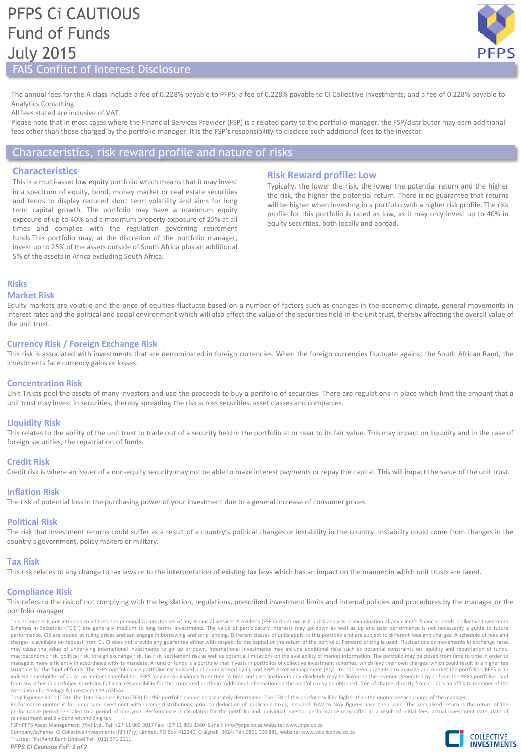# PFPS Ci CAUTIOUS Fund of Funds July 2015

## FAIS Conflict of Interest Disclosure

The annual fees for the A class include a fee of 0.228% payable to PFPS; a fee of 0.228% payable to Ci Collective Investments; and a fee of 0.228% payable to Analytics Consulting.

All fees stated are inclusive of VAT.

Please note that in most cases where the Financial Services Provider (FSP) is a related party to the portfolio manager, the FSP/distributor may earn additional fees other than those charged by the portfolio manager. It is the FSP's responsibility to disclose such additional fees to the investor.

## Characteristics, risk reward profile and nature of risks

### Characteristics

This is a multi-asset low equity portfolio which means that it may invest in a spectrum of equity, bond, money market or real estate securities and tends to display reduced short term volatility and aims for long term capital growth. The portfolio may have a maximum equity exposure of up to 40% and a maximum property exposure of 25% at all times and complies with the regulation governing retirement funds.This portfolio may, at the discretion of the portfolio manager, invest up to 25% of the assets outside of South Africa plus an additional 5% of the assets in Africa excluding South Africa.

### Risk Reward profile: Low

Typically, the lower the risk, the lower the potential return and the higher the risk, the higher the potential return. There is no guarantee that returns will be higher when investing in a portfolio with a higher risk profile. The risk profile for this portfolio is rated as low, as it may only invest up to 40% in equity securities, both locally and abroad.

### Risks

#### Market Risk

Equity markets are volatile and the price of equities fluctuate based on a number of factors such as changes in the economic climate, general movements in interest rates and the political and social environment which will also affect the value of the securities held in the unit trust, thereby affecting the overall value of the unit trust.

#### Currency Risk / Foreign Exchange Risk

This risk is associated with investments that are denominated in foreign currencies. When the foreign currencies fluctuate against the South African Rand, the investments face currency gains or losses.

#### Concentration Risk

Unit Trusts pool the assets of many investors and use the proceeds to buy a portfolio of securities. There are regulations in place which limit the amount that a unit trust may invest in securities, thereby spreading the risk across securities, asset classes and companies.

#### Liquidity Risk

This relates to the ability of the unit trust to trade out of a security held in the portfolio at or near to its fair value. This may impact on liquidity and in the case of foreign securities, the repatriation of funds.

#### Credit Risk

Credit risk is where an issuer of a non-equity security may not be able to make interest payments or repay the capital. This will impact the value of the unit trust.

#### Inflation Risk

The risk of potential loss in the purchasing power of your investment due to a general increase of consumer prices.

#### Political Risk

The risk that investment returns could suffer as a result of a country's political changes or instability in the country. Instability could come from changes in the country's government, policy makers or military.

#### Tax Risk

This risk relates to any change to tax laws or to the interpretation of existing tax laws which has an impact on the manner in which unit trusts are taxed.

#### Compliance Risk

This refers to the risk of not complying with the legislation, regulations, prescribed investment limits and internal policies and procedures by the manager or the portfolio manager.

This document is not intended to address the personal circumstances of any Financial Services Provider's (FSP's) client nor is it a risk analysis or examination of any client's financial needs. Collective Investment Schemes in Securities ("CIS") are generally medium to long terms investments. The value of participatory interests may go down as well as up and past performance is not necessarily a guide to future performance. CIS are traded at ruling prices and can engage in borrowing and scrip lending. Different classes of units apply to this portfolio and are subject to different fees and charges. A schedule of fees and charges is available on request from Ci. Ci does not provide any guarantee either with respect to the capital or the return of the portfolio. Forward pricing is used. Fluctuations or movements in exchange rates may cause the value of underlying international investments to go up or down. International Investments may include additional risks such as potential constraints on liquidity and repatriation of funds, macroeconomic risk, political risk, foreign exchange risk, tax risk, settlement risk as well as potential limitations on the availability of market information. The portfolio may be closed from time to time in order to manage it more efficiently in accordance with its mandate. A fund of funds is a portfolio that invests in portfolios of collective investment schemes, which levy their own charges, which could result in a higher fee structure for the fund of funds. The PFPS portfolios are portfolios established and administered by Ci, and PFPS Asset Management (Pty) Ltd has been appointed to manage and market the portfolios. PFPS is an indirect shareholder of Ci. As an indirect shareholder, PFPS may earn dividends from time to time and participation in any dividends may be linked to the revenue generated by Ci from the PFPS portfolios, and from any other Ci portfolios. Ci retains full legal responsibility for this co-named portfolio. Additional information on the portfolio may be obtained, free of charge, directly from Ci. Ci is an affiliate member of the Association for Savings & Investment SA (ASISA).

Total Expense Ratio (TER): The Total Expense Ratio (TER) for this portfolio cannot be accurately determined. The TER of this portfolio will be higher than the quoted service charge of the manager.

Performance quoted is for lump sum investment with income distributions, prior to deduction of applicable taxes, included. NAV to NAV figures have been used. The annualised return is the return of the performance period re-scaled to a period of one year. Performance is calculated for the portfolio and individual investor performance may differ as a result of initial fees, actual investment date, date of reinvestment and dividend withholding tax.

FSP: PFPS Asset Management (Pty) Ltd , Tel: +27 11 803 3017 Fax: +27 11 803 3560 E-mail: info@pfps.co.za website: www.pfps.co.za

Company/scheme: Ci Collective Investments (RF) (Pty) Limited, PO Box 412249, Craighall, 2024; Tel: 0861 000 881, website: www.cicollective.co.za

Trustee: FirstRand Bank Limited Tel: (011) 371 2111.